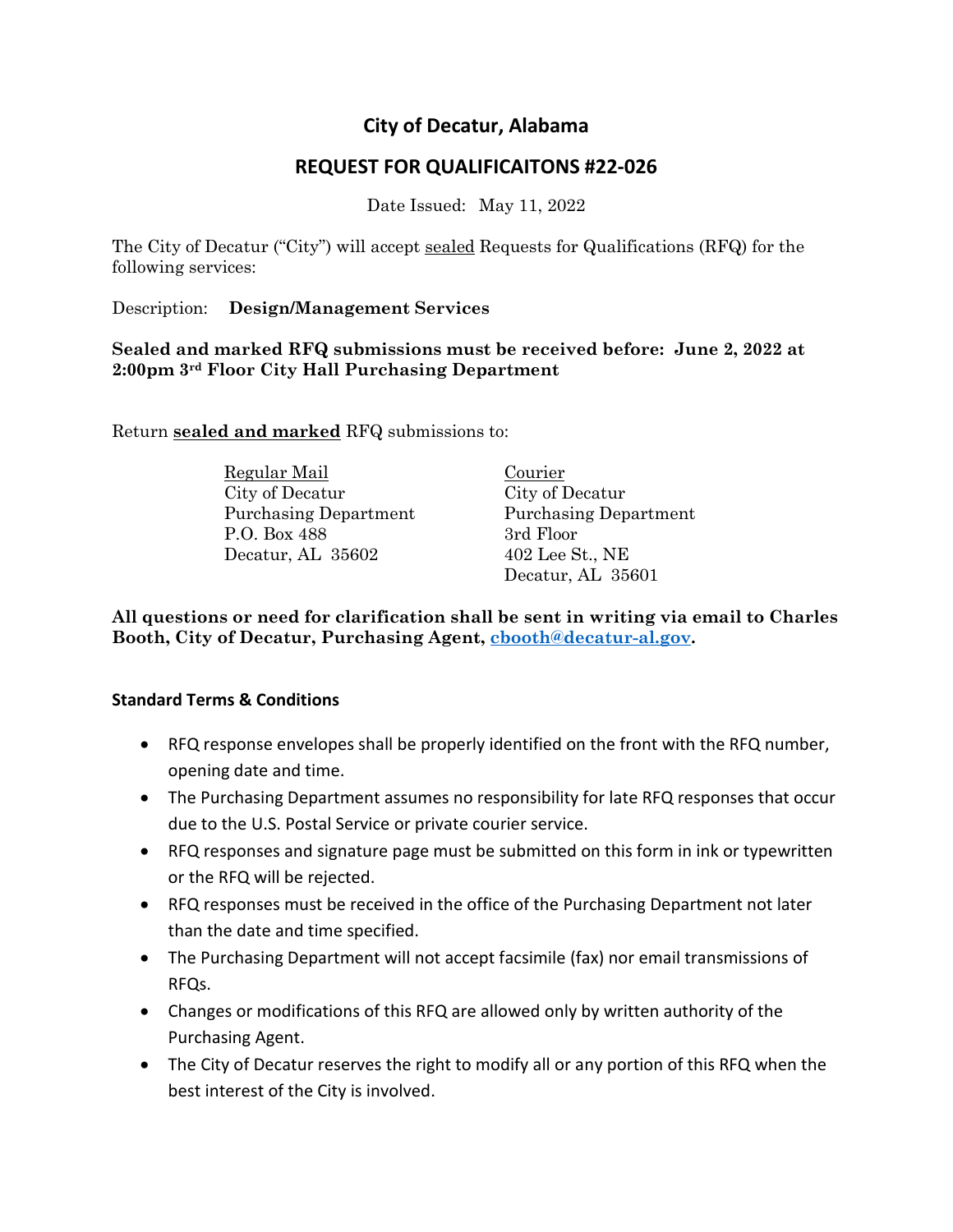# City of Decatur, Alabama

## REQUEST FOR QUALIFICAITONS #22-026

Date Issued: May 11, 2022

The City of Decatur ("City") will accept sealed Requests for Qualifications (RFQ) for the following services:

Description: **Design/Management Services**

**Sealed and marked RFQ submissions must be received before: June 2, 2022 at 2:00pm 3rd Floor City Hall Purchasing Department**

Return **sealed and marked** RFQ submissions to:

| Regular Mail | Courier |
|---|---|
| City of Decatur | City of Decatur |
| Purchasing Department | Purchasing Department |
| P.O. Box 488 | 3rd Floor |
| Decatur, AL 35602 | 402 Lee St., NE |
| | Decatur, AL 35601 |

**All questions or need for clarification shall be sent in writing via email to Charles Booth, City of Decatur, Purchasing Agent, cbooth@decatur-al.gov.**

### Standard Terms & Conditions

- RFQ response envelopes shall be properly identified on the front with the RFQ number, opening date and time.
- The Purchasing Department assumes no responsibility for late RFQ responses that occur due to the U.S. Postal Service or private courier service.
- RFQ responses and signature page must be submitted on this form in ink or typewritten or the RFQ will be rejected.
- RFQ responses must be received in the office of the Purchasing Department not later than the date and time specified.
- The Purchasing Department will not accept facsimile (fax) nor email transmissions of RFQs.
- Changes or modifications of this RFQ are allowed only by written authority of the Purchasing Agent.
- The City of Decatur reserves the right to modify all or any portion of this RFQ when the best interest of the City is involved.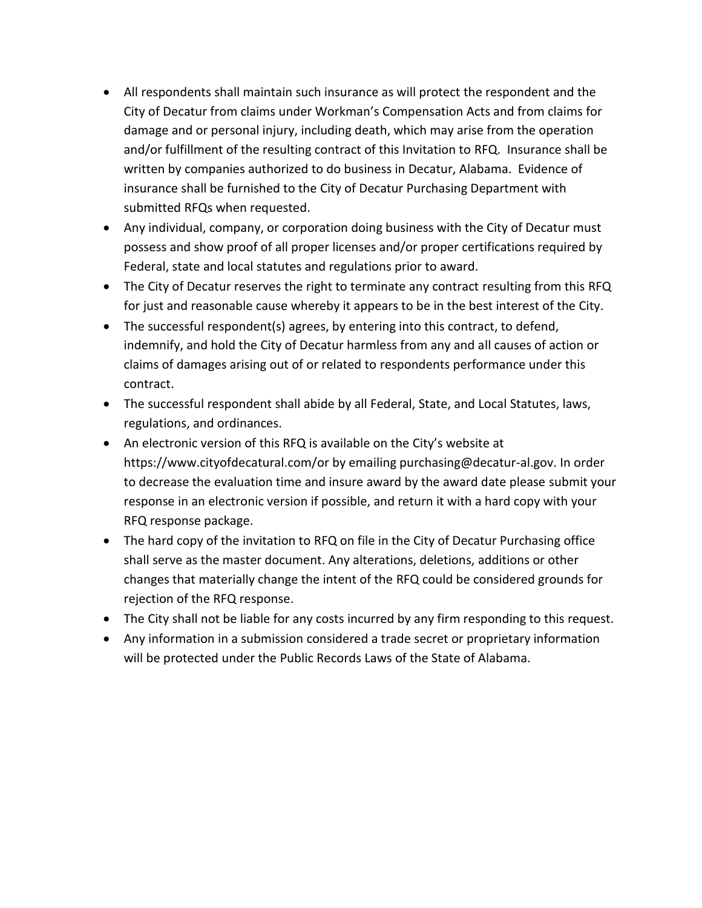- All respondents shall maintain such insurance as will protect the respondent and the City of Decatur from claims under Workman's Compensation Acts and from claims for damage and or personal injury, including death, which may arise from the operation and/or fulfillment of the resulting contract of this Invitation to RFQ. Insurance shall be written by companies authorized to do business in Decatur, Alabama. Evidence of insurance shall be furnished to the City of Decatur Purchasing Department with submitted RFQs when requested.
- Any individual, company, or corporation doing business with the City of Decatur must possess and show proof of all proper licenses and/or proper certifications required by Federal, state and local statutes and regulations prior to award.
- The City of Decatur reserves the right to terminate any contract resulting from this RFQ for just and reasonable cause whereby it appears to be in the best interest of the City.
- The successful respondent(s) agrees, by entering into this contract, to defend, indemnify, and hold the City of Decatur harmless from any and all causes of action or claims of damages arising out of or related to respondents performance under this contract.
- The successful respondent shall abide by all Federal, State, and Local Statutes, laws, regulations, and ordinances.
- An electronic version of this RFQ is available on the City's website at https://www.cityofdecatural.com/or by emailing purchasing@decatur-al.gov. In order to decrease the evaluation time and insure award by the award date please submit your response in an electronic version if possible, and return it with a hard copy with your RFQ response package.
- The hard copy of the invitation to RFQ on file in the City of Decatur Purchasing office shall serve as the master document. Any alterations, deletions, additions or other changes that materially change the intent of the RFQ could be considered grounds for rejection of the RFQ response.
- The City shall not be liable for any costs incurred by any firm responding to this request.
- Any information in a submission considered a trade secret or proprietary information will be protected under the Public Records Laws of the State of Alabama.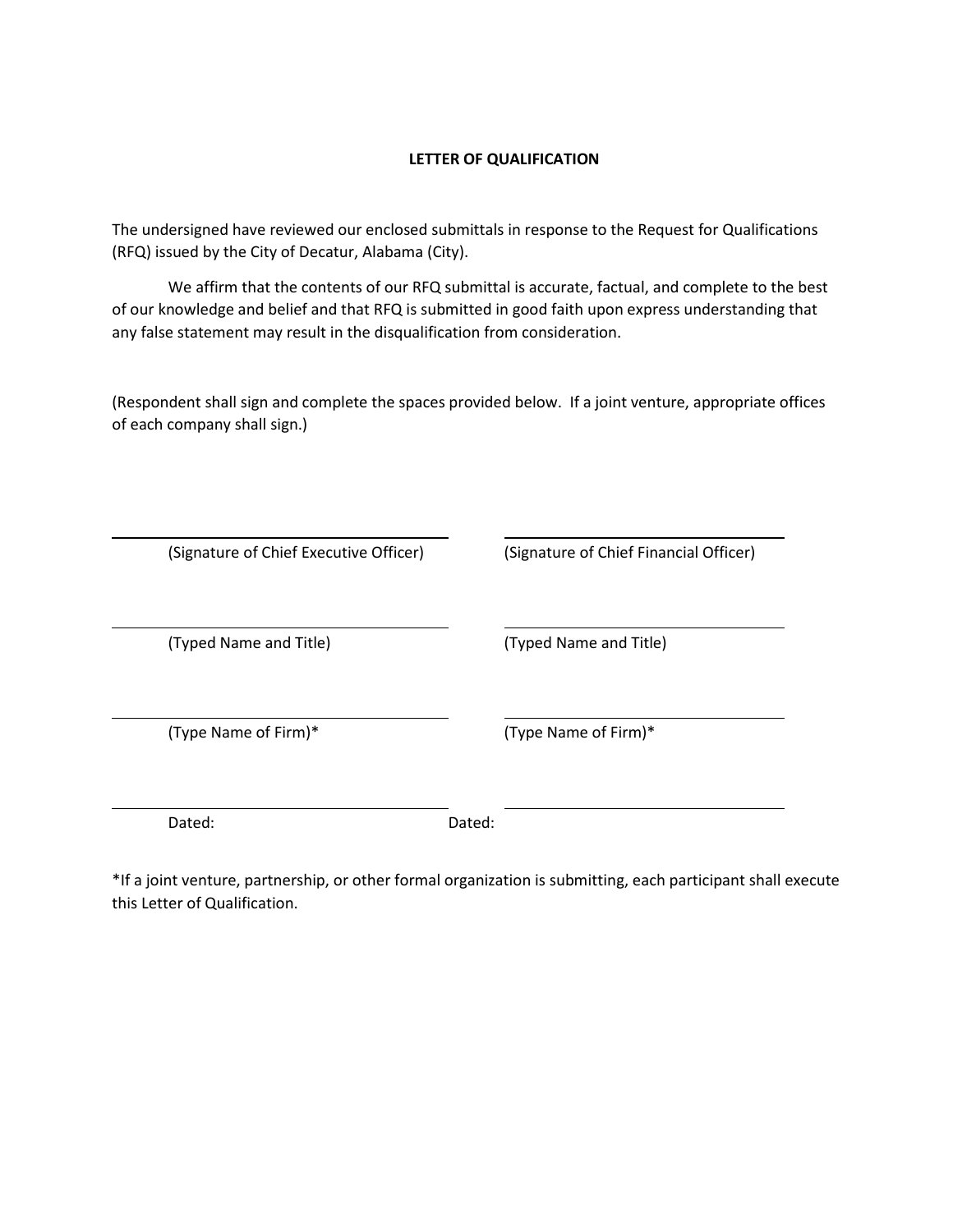# LETTER OF QUALIFICATION

The undersigned have reviewed our enclosed submittals in response to the Request for Qualifications (RFQ) issued by the City of Decatur, Alabama (City).

We affirm that the contents of our RFQ submittal is accurate, factual, and complete to the best of our knowledge and belief and that RFQ is submitted in good faith upon express understanding that any false statement may result in the disqualification from consideration.

(Respondent shall sign and complete the spaces provided below. If a joint venture, appropriate offices of each company shall sign.)

| | |
|---|---|
| \_\_\_\_\_\_\_\_\_\_\_\_\_\_\_\_\_\_\_\_\_\_\_\_\_\_\_\_\_ | \_\_\_\_\_\_\_\_\_\_\_\_\_\_\_\_\_\_\_\_\_\_\_\_\_\_\_\_\_ |
| (Signature of Chief Executive Officer) | (Signature of Chief Financial Officer) |
| \_\_\_\_\_\_\_\_\_\_\_\_\_\_\_\_\_\_\_\_\_\_\_\_\_\_\_\_\_ | \_\_\_\_\_\_\_\_\_\_\_\_\_\_\_\_\_\_\_\_\_\_\_\_\_\_\_\_\_ |
| (Typed Name and Title) | (Typed Name and Title) |
| \_\_\_\_\_\_\_\_\_\_\_\_\_\_\_\_\_\_\_\_\_\_\_\_\_\_\_\_\_ | \_\_\_\_\_\_\_\_\_\_\_\_\_\_\_\_\_\_\_\_\_\_\_\_\_\_\_\_\_ |
| (Type Name of Firm)* | (Type Name of Firm)* |
| \_\_\_\_\_\_\_\_\_\_\_\_\_\_\_\_\_\_\_\_\_\_\_\_\_\_\_\_\_ | \_\_\_\_\_\_\_\_\_\_\_\_\_\_\_\_\_\_\_\_\_\_\_\_\_\_\_\_\_ |
| Dated: | Dated: |

*If a joint venture, partnership, or other formal organization is submitting, each participant shall execute this Letter of Qualification.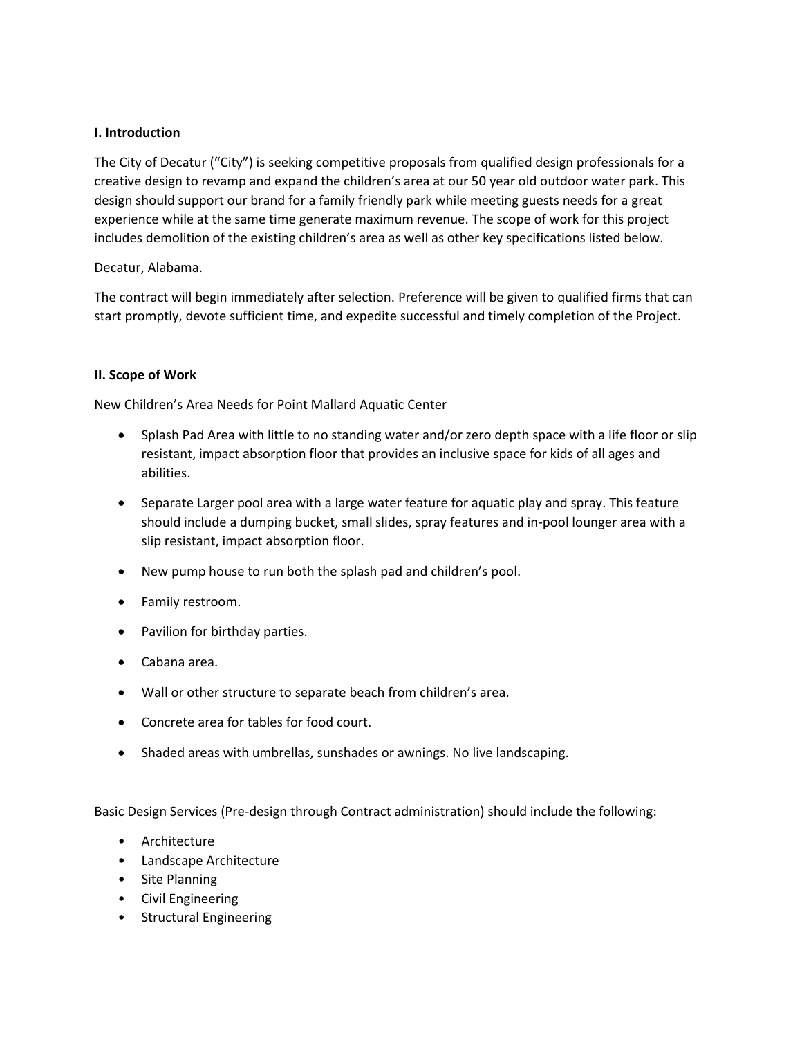**I. Introduction**

The City of Decatur ("City") is seeking competitive proposals from qualified design professionals for a creative design to revamp and expand the children's area at our 50 year old outdoor water park. This design should support our brand for a family friendly park while meeting guests needs for a great experience while at the same time generate maximum revenue. The scope of work for this project includes demolition of the existing children's area as well as other key specifications listed below.

Decatur, Alabama.

The contract will begin immediately after selection. Preference will be given to qualified firms that can start promptly, devote sufficient time, and expedite successful and timely completion of the Project.

**II. Scope of Work**

New Children's Area Needs for Point Mallard Aquatic Center

- Splash Pad Area with little to no standing water and/or zero depth space with a life floor or slip resistant, impact absorption floor that provides an inclusive space for kids of all ages and abilities.
- Separate Larger pool area with a large water feature for aquatic play and spray. This feature should include a dumping bucket, small slides, spray features and in-pool lounger area with a slip resistant, impact absorption floor.
- New pump house to run both the splash pad and children's pool.
- Family restroom.
- Pavilion for birthday parties.
- Cabana area.
- Wall or other structure to separate beach from children's area.
- Concrete area for tables for food court.
- Shaded areas with umbrellas, sunshades or awnings. No live landscaping.

Basic Design Services (Pre-design through Contract administration) should include the following:

- Architecture
- Landscape Architecture
- Site Planning
- Civil Engineering
- Structural Engineering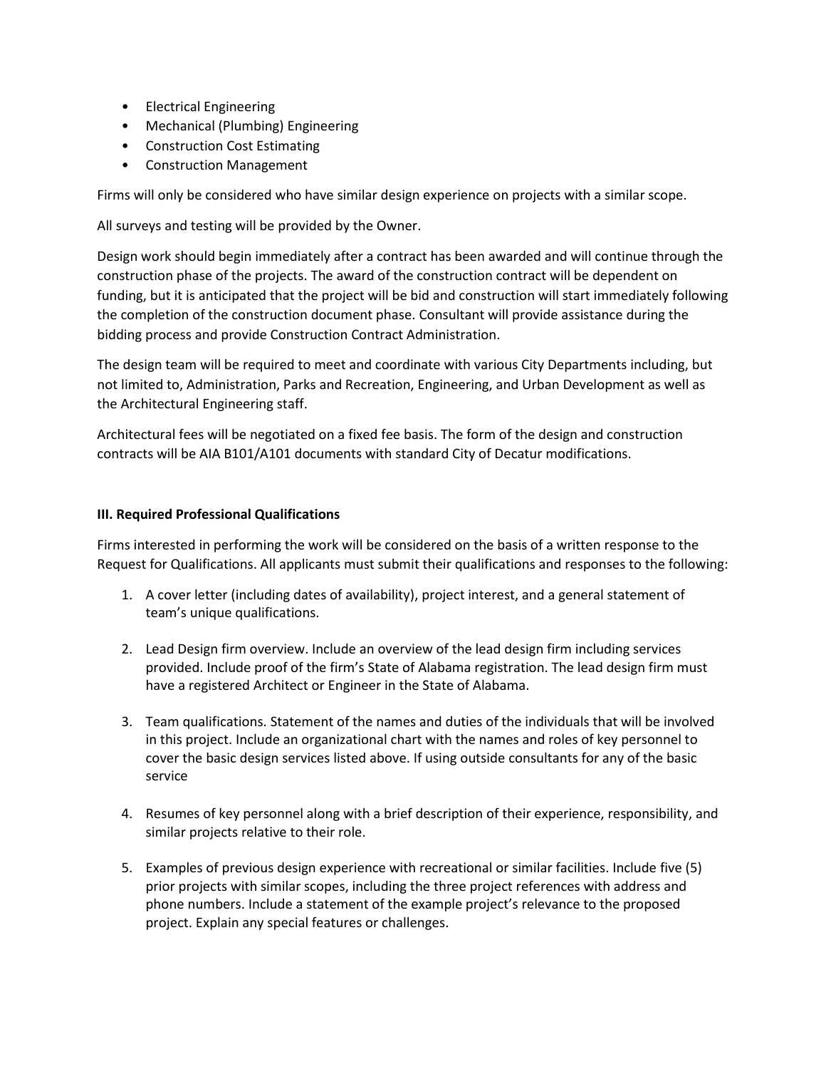- Electrical Engineering
- Mechanical (Plumbing) Engineering
- Construction Cost Estimating
- Construction Management

Firms will only be considered who have similar design experience on projects with a similar scope.

All surveys and testing will be provided by the Owner.

Design work should begin immediately after a contract has been awarded and will continue through the construction phase of the projects. The award of the construction contract will be dependent on funding, but it is anticipated that the project will be bid and construction will start immediately following the completion of the construction document phase. Consultant will provide assistance during the bidding process and provide Construction Contract Administration.

The design team will be required to meet and coordinate with various City Departments including, but not limited to, Administration, Parks and Recreation, Engineering, and Urban Development as well as the Architectural Engineering staff.

Architectural fees will be negotiated on a fixed fee basis. The form of the design and construction contracts will be AIA B101/A101 documents with standard City of Decatur modifications.

**III. Required Professional Qualifications**

Firms interested in performing the work will be considered on the basis of a written response to the Request for Qualifications. All applicants must submit their qualifications and responses to the following:

1. A cover letter (including dates of availability), project interest, and a general statement of team's unique qualifications.

2. Lead Design firm overview. Include an overview of the lead design firm including services provided. Include proof of the firm's State of Alabama registration. The lead design firm must have a registered Architect or Engineer in the State of Alabama.

3. Team qualifications. Statement of the names and duties of the individuals that will be involved in this project. Include an organizational chart with the names and roles of key personnel to cover the basic design services listed above. If using outside consultants for any of the basic service

4. Resumes of key personnel along with a brief description of their experience, responsibility, and similar projects relative to their role.

5. Examples of previous design experience with recreational or similar facilities. Include five (5) prior projects with similar scopes, including the three project references with address and phone numbers. Include a statement of the example project's relevance to the proposed project. Explain any special features or challenges.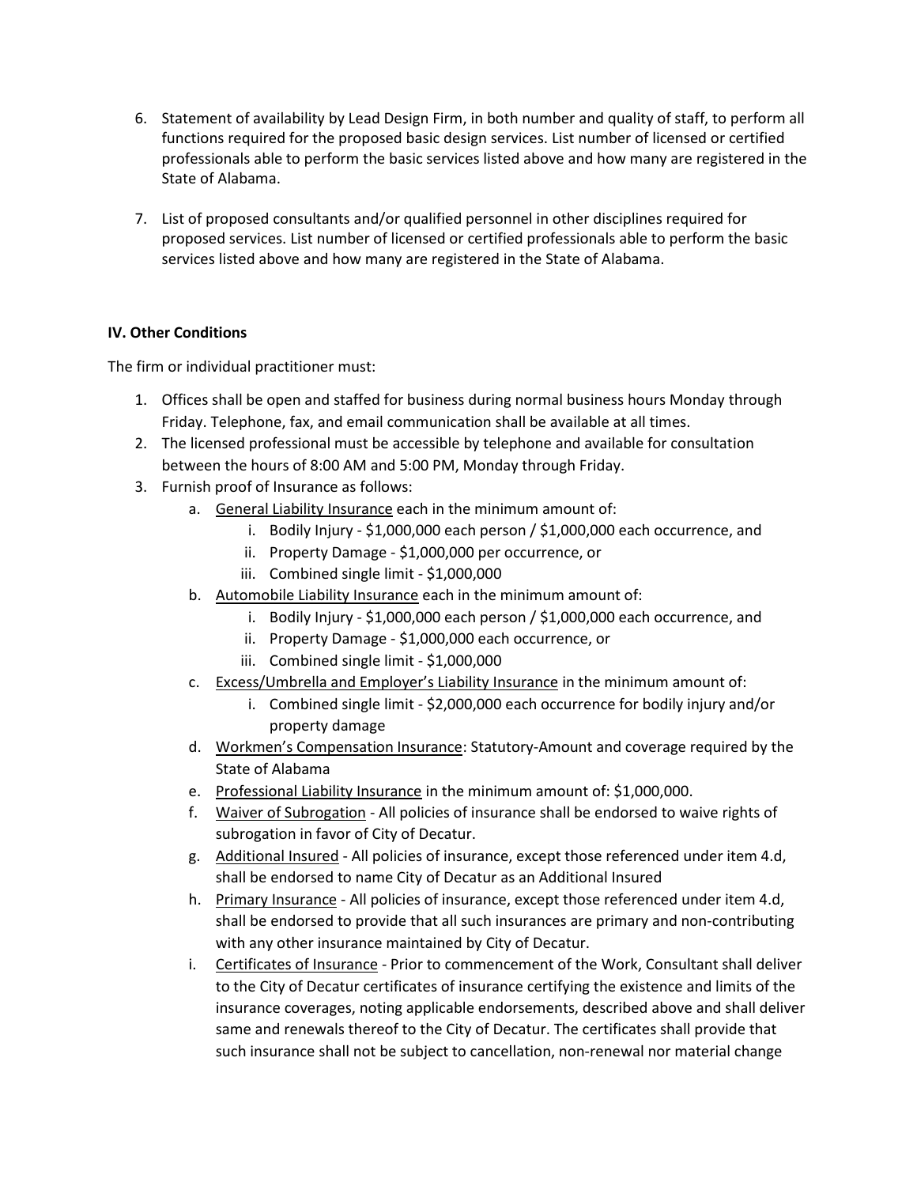6. Statement of availability by Lead Design Firm, in both number and quality of staff, to perform all functions required for the proposed basic design services. List number of licensed or certified professionals able to perform the basic services listed above and how many are registered in the State of Alabama.

7. List of proposed consultants and/or qualified personnel in other disciplines required for proposed services. List number of licensed or certified professionals able to perform the basic services listed above and how many are registered in the State of Alabama.

**IV. Other Conditions**

The firm or individual practitioner must:

1. Offices shall be open and staffed for business during normal business hours Monday through Friday. Telephone, fax, and email communication shall be available at all times.
2. The licensed professional must be accessible by telephone and available for consultation between the hours of 8:00 AM and 5:00 PM, Monday through Friday.
3. Furnish proof of Insurance as follows:
   a. General Liability Insurance each in the minimum amount of:
      i. Bodily Injury - $1,000,000 each person / $1,000,000 each occurrence, and
      ii. Property Damage - $1,000,000 per occurrence, or
      iii. Combined single limit - $1,000,000
   b. Automobile Liability Insurance each in the minimum amount of:
      i. Bodily Injury - $1,000,000 each person / $1,000,000 each occurrence, and
      ii. Property Damage - $1,000,000 each occurrence, or
      iii. Combined single limit - $1,000,000
   c. Excess/Umbrella and Employer's Liability Insurance in the minimum amount of:
      i. Combined single limit - $2,000,000 each occurrence for bodily injury and/or property damage
   d. Workmen's Compensation Insurance: Statutory-Amount and coverage required by the State of Alabama
   e. Professional Liability Insurance in the minimum amount of: $1,000,000.
   f. Waiver of Subrogation - All policies of insurance shall be endorsed to waive rights of subrogation in favor of City of Decatur.
   g. Additional Insured - All policies of insurance, except those referenced under item 4.d, shall be endorsed to name City of Decatur as an Additional Insured
   h. Primary Insurance - All policies of insurance, except those referenced under item 4.d, shall be endorsed to provide that all such insurances are primary and non-contributing with any other insurance maintained by City of Decatur.
   i. Certificates of Insurance - Prior to commencement of the Work, Consultant shall deliver to the City of Decatur certificates of insurance certifying the existence and limits of the insurance coverages, noting applicable endorsements, described above and shall deliver same and renewals thereof to the City of Decatur. The certificates shall provide that such insurance shall not be subject to cancellation, non-renewal nor material change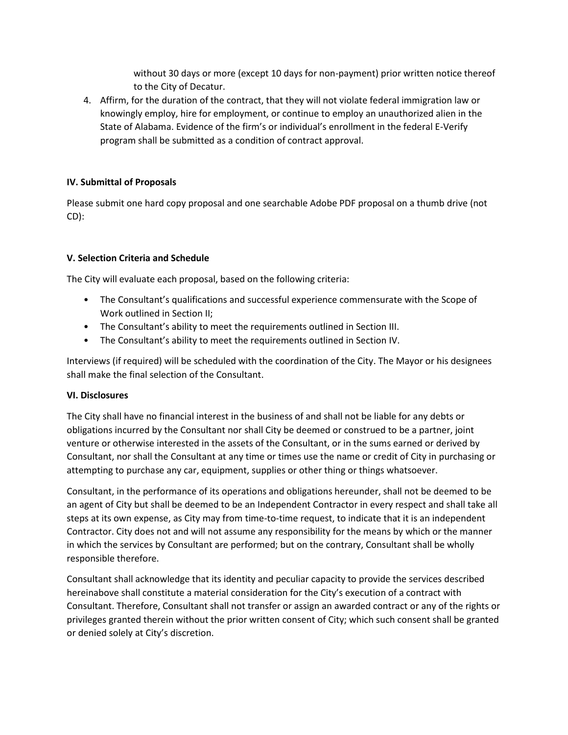without 30 days or more (except 10 days for non-payment) prior written notice thereof to the City of Decatur.

4. Affirm, for the duration of the contract, that they will not violate federal immigration law or knowingly employ, hire for employment, or continue to employ an unauthorized alien in the State of Alabama. Evidence of the firm's or individual's enrollment in the federal E-Verify program shall be submitted as a condition of contract approval.

**IV. Submittal of Proposals**

Please submit one hard copy proposal and one searchable Adobe PDF proposal on a thumb drive (not CD):

**V. Selection Criteria and Schedule**

The City will evaluate each proposal, based on the following criteria:

- The Consultant's qualifications and successful experience commensurate with the Scope of Work outlined in Section II;
- The Consultant's ability to meet the requirements outlined in Section III.
- The Consultant's ability to meet the requirements outlined in Section IV.

Interviews (if required) will be scheduled with the coordination of the City. The Mayor or his designees shall make the final selection of the Consultant.

**VI. Disclosures**

The City shall have no financial interest in the business of and shall not be liable for any debts or obligations incurred by the Consultant nor shall City be deemed or construed to be a partner, joint venture or otherwise interested in the assets of the Consultant, or in the sums earned or derived by Consultant, nor shall the Consultant at any time or times use the name or credit of City in purchasing or attempting to purchase any car, equipment, supplies or other thing or things whatsoever.

Consultant, in the performance of its operations and obligations hereunder, shall not be deemed to be an agent of City but shall be deemed to be an Independent Contractor in every respect and shall take all steps at its own expense, as City may from time-to-time request, to indicate that it is an independent Contractor. City does not and will not assume any responsibility for the means by which or the manner in which the services by Consultant are performed; but on the contrary, Consultant shall be wholly responsible therefore.

Consultant shall acknowledge that its identity and peculiar capacity to provide the services described hereinabove shall constitute a material consideration for the City's execution of a contract with Consultant. Therefore, Consultant shall not transfer or assign an awarded contract or any of the rights or privileges granted therein without the prior written consent of City; which such consent shall be granted or denied solely at City's discretion.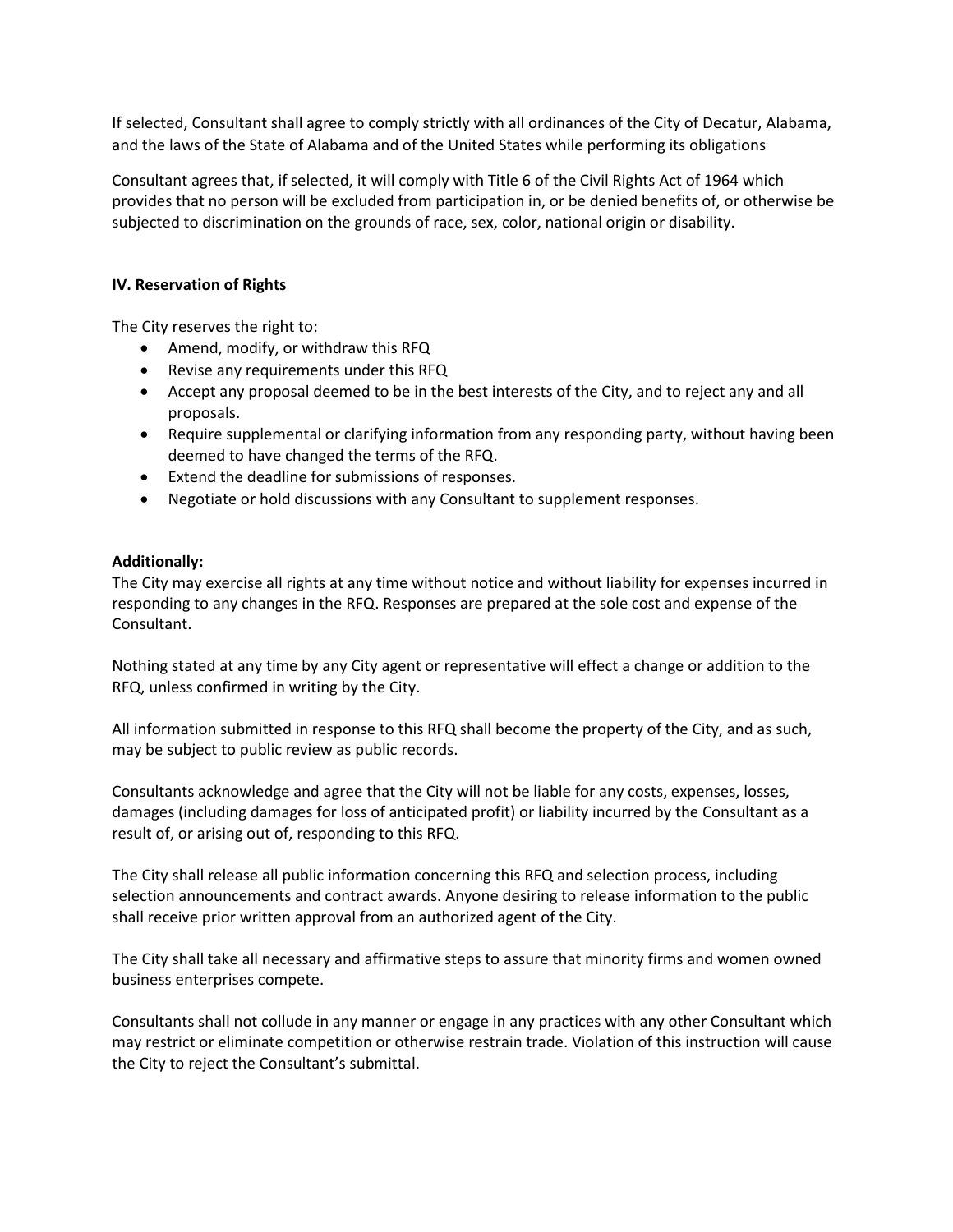If selected, Consultant shall agree to comply strictly with all ordinances of the City of Decatur, Alabama, and the laws of the State of Alabama and of the United States while performing its obligations

Consultant agrees that, if selected, it will comply with Title 6 of the Civil Rights Act of 1964 which provides that no person will be excluded from participation in, or be denied benefits of, or otherwise be subjected to discrimination on the grounds of race, sex, color, national origin or disability.

**IV. Reservation of Rights**

The City reserves the right to:

- Amend, modify, or withdraw this RFQ
- Revise any requirements under this RFQ
- Accept any proposal deemed to be in the best interests of the City, and to reject any and all proposals.
- Require supplemental or clarifying information from any responding party, without having been deemed to have changed the terms of the RFQ.
- Extend the deadline for submissions of responses.
- Negotiate or hold discussions with any Consultant to supplement responses.

**Additionally:**
The City may exercise all rights at any time without notice and without liability for expenses incurred in responding to any changes in the RFQ. Responses are prepared at the sole cost and expense of the Consultant.

Nothing stated at any time by any City agent or representative will effect a change or addition to the RFQ, unless confirmed in writing by the City.

All information submitted in response to this RFQ shall become the property of the City, and as such, may be subject to public review as public records.

Consultants acknowledge and agree that the City will not be liable for any costs, expenses, losses, damages (including damages for loss of anticipated profit) or liability incurred by the Consultant as a result of, or arising out of, responding to this RFQ.

The City shall release all public information concerning this RFQ and selection process, including selection announcements and contract awards. Anyone desiring to release information to the public shall receive prior written approval from an authorized agent of the City.

The City shall take all necessary and affirmative steps to assure that minority firms and women owned business enterprises compete.

Consultants shall not collude in any manner or engage in any practices with any other Consultant which may restrict or eliminate competition or otherwise restrain trade. Violation of this instruction will cause the City to reject the Consultant's submittal.